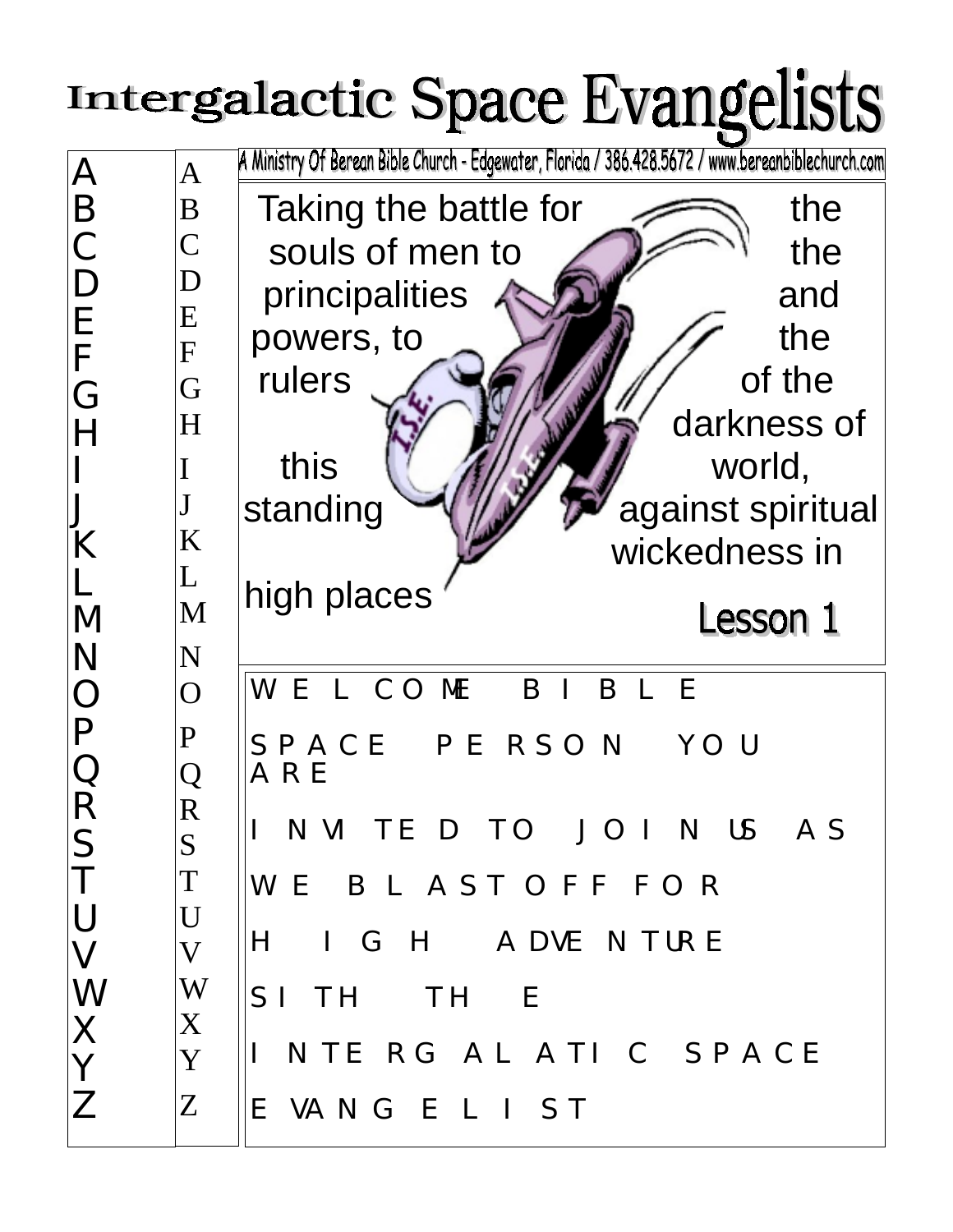# Intergalactic Space Evangelists

A Ministry Of Berean Bible Church - Edgewater, Florida / 386.428.5672 / www.bereanbiblechurch.com

| | |
|---|---|
| A<br>B<br>C<br>D<br>E<br>F<br>G<br>H<br>I<br>J<br>K<br>L<br>M<br>N<br>O<br>P<br>Q<br>R<br>S<br>T<br>U<br>V<br>W<br>X<br>Y<br>Z | A<br>B<br>C<br>D<br>E<br>F<br>G<br>H<br>I<br>J<br>K<br>L<br>M<br>N<br>O<br>P<br>Q<br>R<br>S<br>T<br>U<br>V<br>W<br>X<br>Y<br>Z |

Taking the battle for the souls of men to the principalities and powers, to the rulers of the darkness of this world, standing against spiritual wickedness in high places

## Lesson 1

W E L C O M E  B I B L E

S P A C E  P E R S O N  Y O U  A R E

I N V I T E D  T O  J O I N  U S  A S

W E  B L A S T O F F  F O R

H I G H  A D V E N T U R E

S I T H  T H E

I N T E R G A L A T I C  S P A C E

E V A N G E L I S T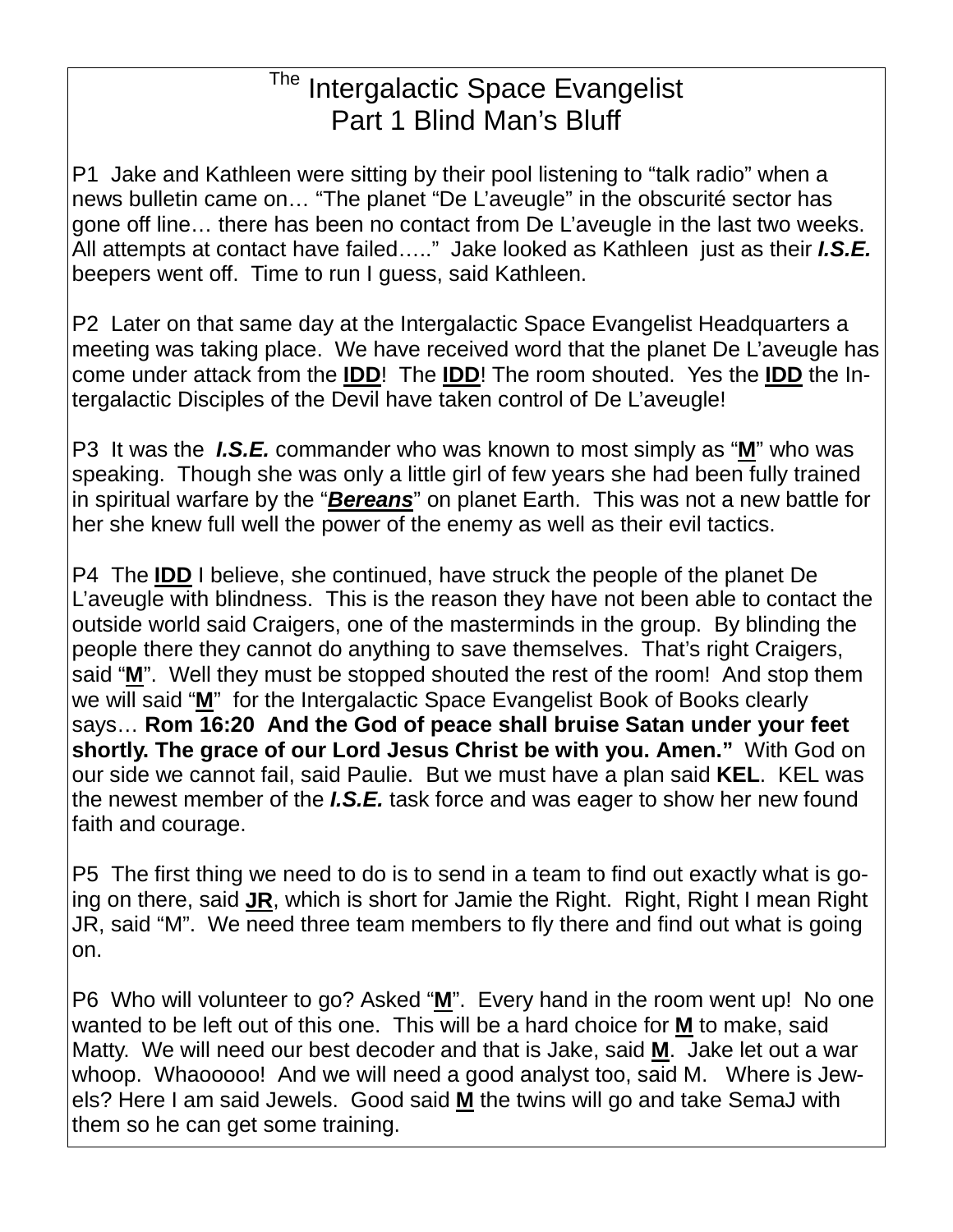# The Intergalactic Space Evangelist
## Part 1 Blind Man's Bluff

P1 Jake and Kathleen were sitting by their pool listening to "talk radio" when a news bulletin came on… "The planet "De L'aveugle" in the obscurité sector has gone off line… there has been no contact from De L'aveugle in the last two weeks. All attempts at contact have failed….." Jake looked as Kathleen just as their ***I.S.E.*** beepers went off. Time to run I guess, said Kathleen.

P2 Later on that same day at the Intergalactic Space Evangelist Headquarters a meeting was taking place. We have received word that the planet De L'aveugle has come under attack from the **IDD**! The **IDD**! The room shouted. Yes the **IDD** the Intergalactic Disciples of the Devil have taken control of De L'aveugle!

P3 It was the ***I.S.E.*** commander who was known to most simply as "**M**" who was speaking. Though she was only a little girl of few years she had been fully trained in spiritual warfare by the "***Bereans***" on planet Earth. This was not a new battle for her she knew full well the power of the enemy as well as their evil tactics.

P4 The **IDD** I believe, she continued, have struck the people of the planet De L'aveugle with blindness. This is the reason they have not been able to contact the outside world said Craigers, one of the masterminds in the group. By blinding the people there they cannot do anything to save themselves. That's right Craigers, said "**M**". Well they must be stopped shouted the rest of the room! And stop them we will said "**M**" for the Intergalactic Space Evangelist Book of Books clearly says… **Rom 16:20 And the God of peace shall bruise Satan under your feet shortly. The grace of our Lord Jesus Christ be with you. Amen."** With God on our side we cannot fail, said Paulie. But we must have a plan said **KEL**. KEL was the newest member of the ***I.S.E.*** task force and was eager to show her new found faith and courage.

P5 The first thing we need to do is to send in a team to find out exactly what is going on there, said **JR**, which is short for Jamie the Right. Right, Right I mean Right JR, said "M". We need three team members to fly there and find out what is going on.

P6 Who will volunteer to go? Asked "**M**". Every hand in the room went up! No one wanted to be left out of this one. This will be a hard choice for **M** to make, said Matty. We will need our best decoder and that is Jake, said **M**. Jake let out a war whoop. Whaooooo! And we will need a good analyst too, said M. Where is Jewels? Here I am said Jewels. Good said **M** the twins will go and take SemaJ with them so he can get some training.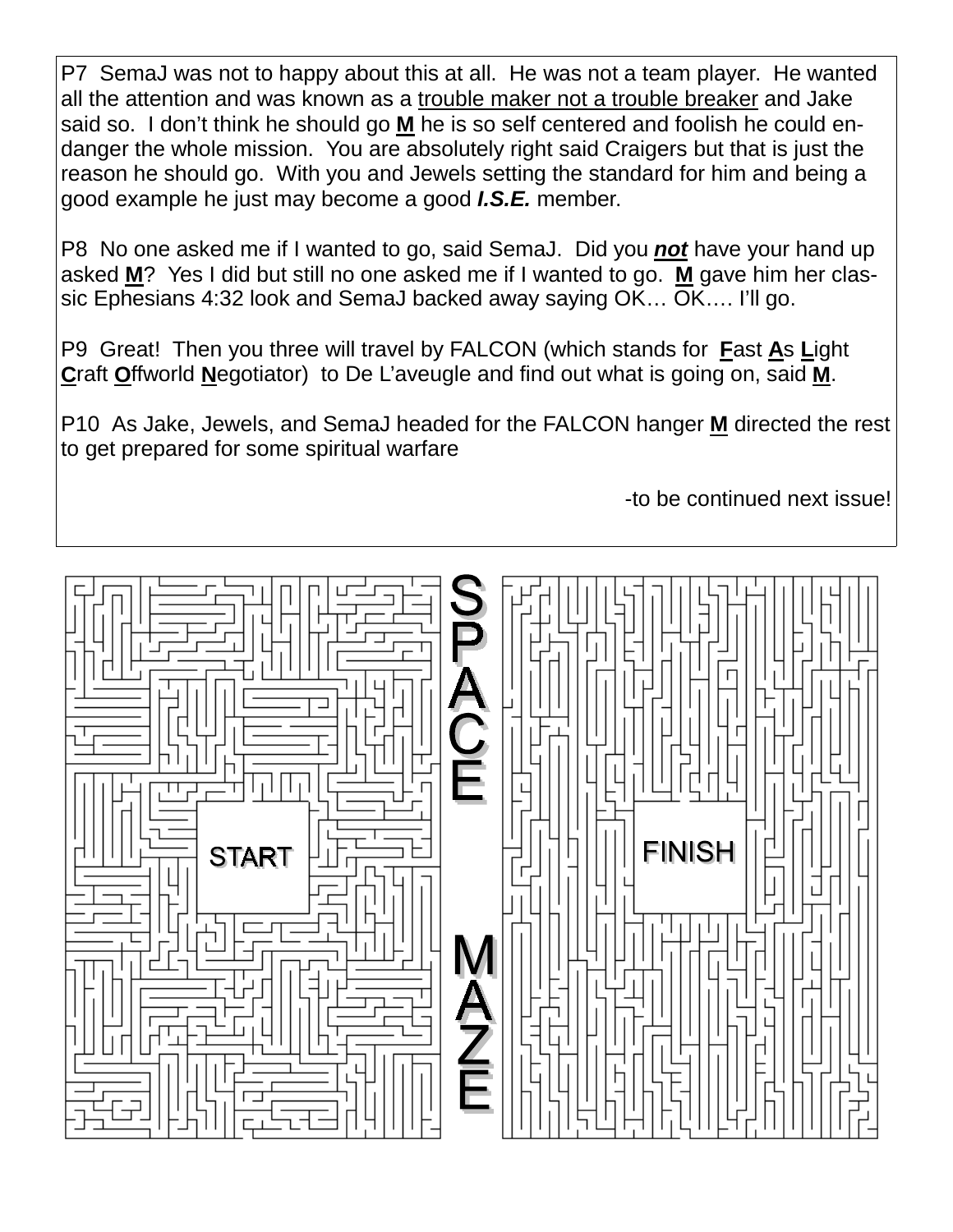P7 SemaJ was not to happy about this at all. He was not a team player. He wanted all the attention and was known as a <u>trouble maker not a trouble breaker</u> and Jake said so. I don't think he should go **M** he is so self centered and foolish he could endanger the whole mission. You are absolutely right said Craigers but that is just the reason he should go. With you and Jewels setting the standard for him and being a good example he just may become a good ***I.S.E.*** member.

P8 No one asked me if I wanted to go, said SemaJ. Did you ***not*** have your hand up asked **M**? Yes I did but still no one asked me if I wanted to go. **M** gave him her classic Ephesians 4:32 look and SemaJ backed away saying OK… OK…. I'll go.

P9 Great! Then you three will travel by FALCON (which stands for **F**ast **A**s **L**ight **C**raft **O**ffworld **N**egotiator) to De L'aveugle and find out what is going on, said **M**.

P10 As Jake, Jewels, and SemaJ headed for the FALCON hanger **M** directed the rest to get prepared for some spiritual warfare

-to be continued next issue!

SPACE MAZE

START

FINISH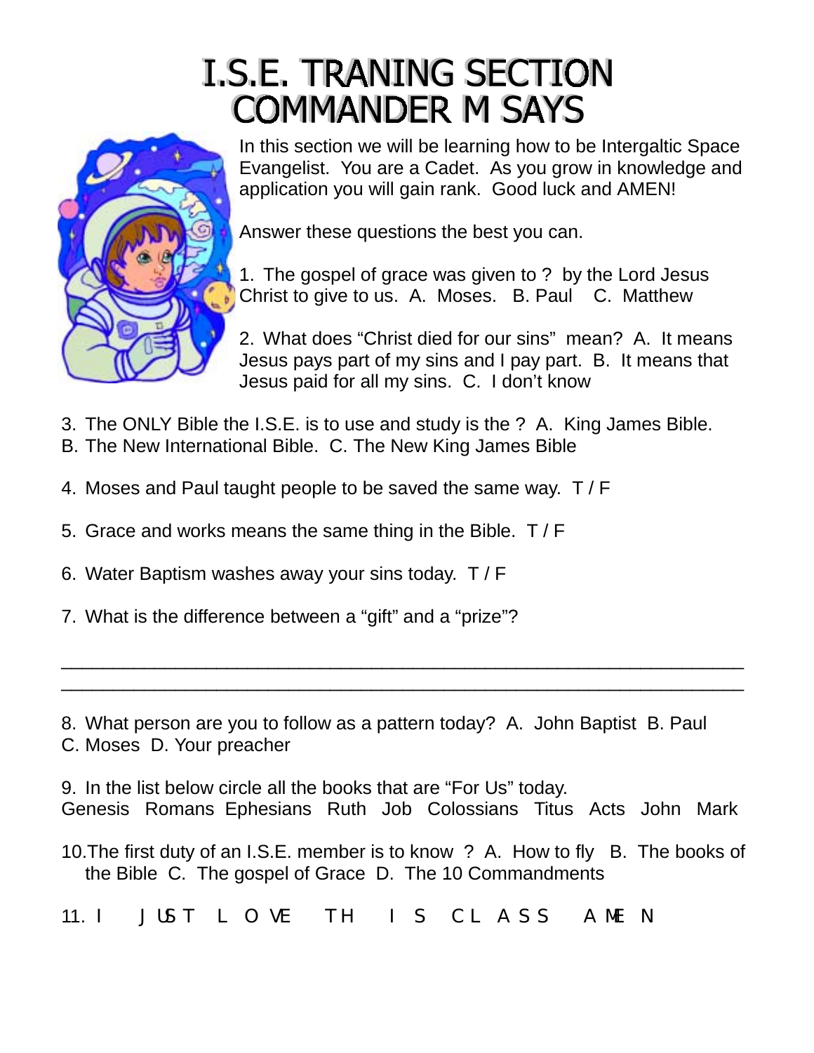# I.S.E. TRANING SECTION
# COMMANDER M SAYS

In this section we will be learning how to be Intergaltic Space Evangelist. You are a Cadet. As you grow in knowledge and application you will gain rank. Good luck and AMEN!

Answer these questions the best you can.

1. The gospel of grace was given to ? by the Lord Jesus Christ to give to us. A. Moses. B. Paul C. Matthew

2. What does "Christ died for our sins" mean? A. It means Jesus pays part of my sins and I pay part. B. It means that Jesus paid for all my sins. C. I don't know

3. The ONLY Bible the I.S.E. is to use and study is the ? A. King James Bible. B. The New International Bible. C. The New King James Bible

4. Moses and Paul taught people to be saved the same way. T / F

5. Grace and works means the same thing in the Bible. T / F

6. Water Baptism washes away your sins today. T / F

7. What is the difference between a "gift" and a "prize"?

_______________________________________________________________

_______________________________________________________________

8. What person are you to follow as a pattern today? A. John Baptist B. Paul C. Moses D. Your preacher

9. In the list below circle all the books that are "For Us" today.
Genesis Romans Ephesians Ruth Job Colossians Titus Acts John Mark

10. The first duty of an I.S.E. member is to know ? A. How to fly B. The books of the Bible C. The gospel of Grace D. The 10 Commandments

11. I JUST LOVE TH IS CLASS AMEN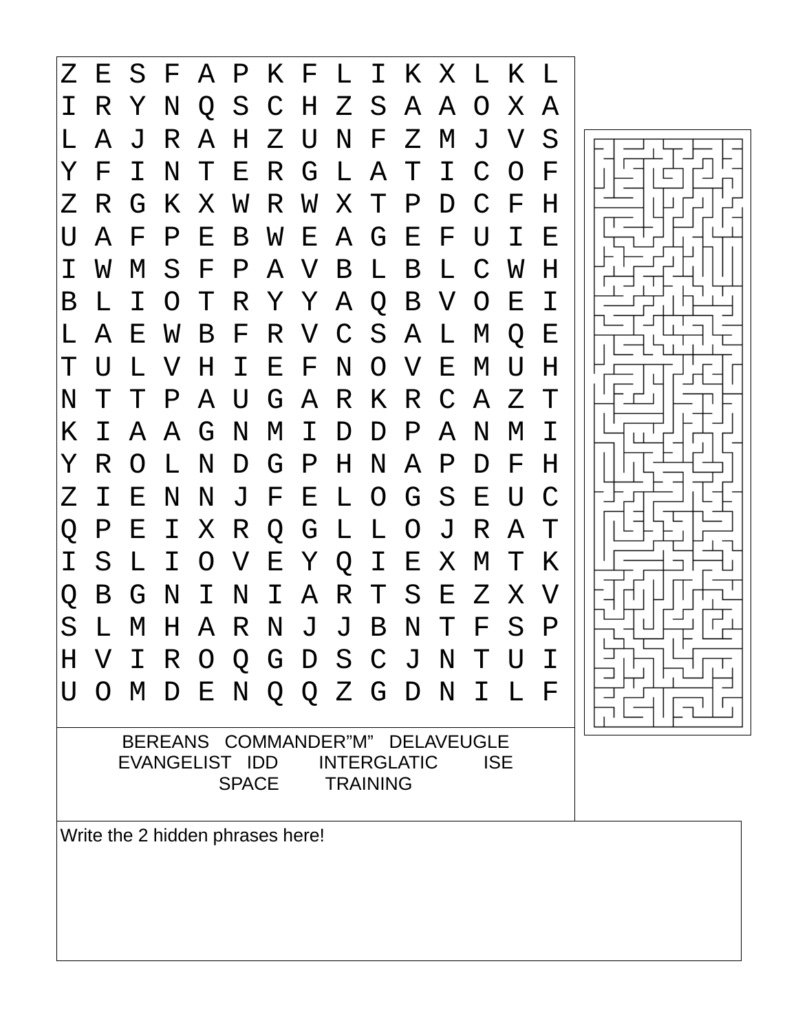```
Z E S F A P K F L I K X L K L
I R Y N Q S C H Z S A A O X A
L A J R A H Z U N F Z M J V S
Y F I N T E R G L A T I C O F
Z R G K X W R W X T P D C F H
U A F P E B W E A G E F U I E
I W M S F P A V B L B L C W H
B L I O T R Y Y A Q B V O E I
L A E W B F R V C S A L M Q E
T U L V H I E F N O V E M U H
N T T P A U G A R K R C A Z T
K I A A G N M I D D P A N M I
Y R O L N D G P H N A P D F H
Z I E N N J F E L O G S E U C
Q P E I X R Q G L L O J R A T
I S L I O V E Y Q I E X M T K
Q B G N I N I A R T S E Z X V
S L M H A R N J J B N T F S P
H V I R O Q G D S C J N T U I
U O M D E N Q Q Z G D N I L F
```

BEREANS COMMANDER"M" DELAVEUGLE
EVANGELIST IDD INTERGLATIC ISE
SPACE TRAINING

Write the 2 hidden phrases here!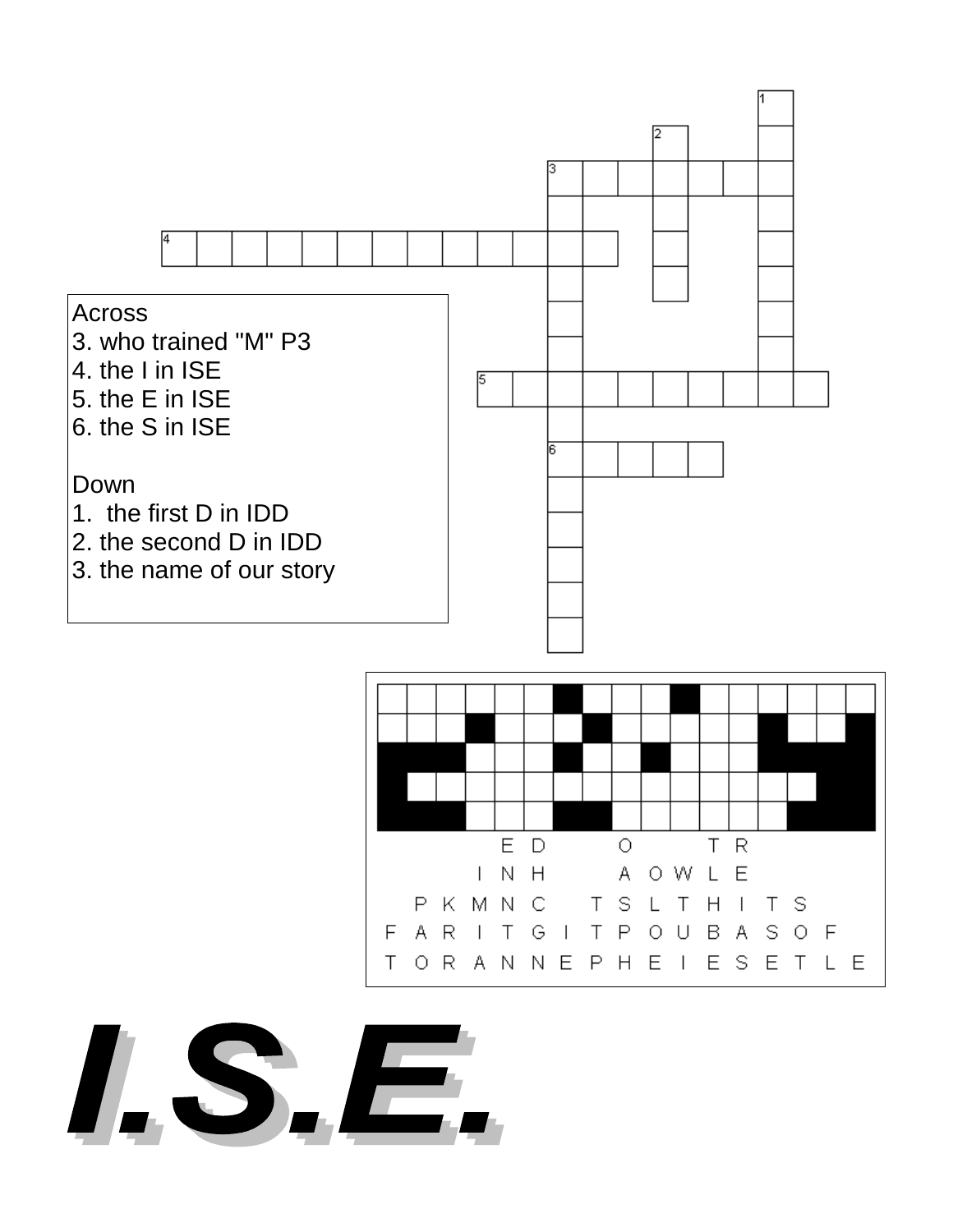Across

3. who trained "M" P3
4. the I in ISE
5. the E in ISE
6. the S in ISE

Down

1. the first D in IDD
2. the second D in IDD
3. the name of our story

E D O T R

I N H A O W L E

P K M N C T S L T H I T S

F A R I T G I T P O U B A S O F

T O R A N N E P H E I E S E T L E

# I.S.E.